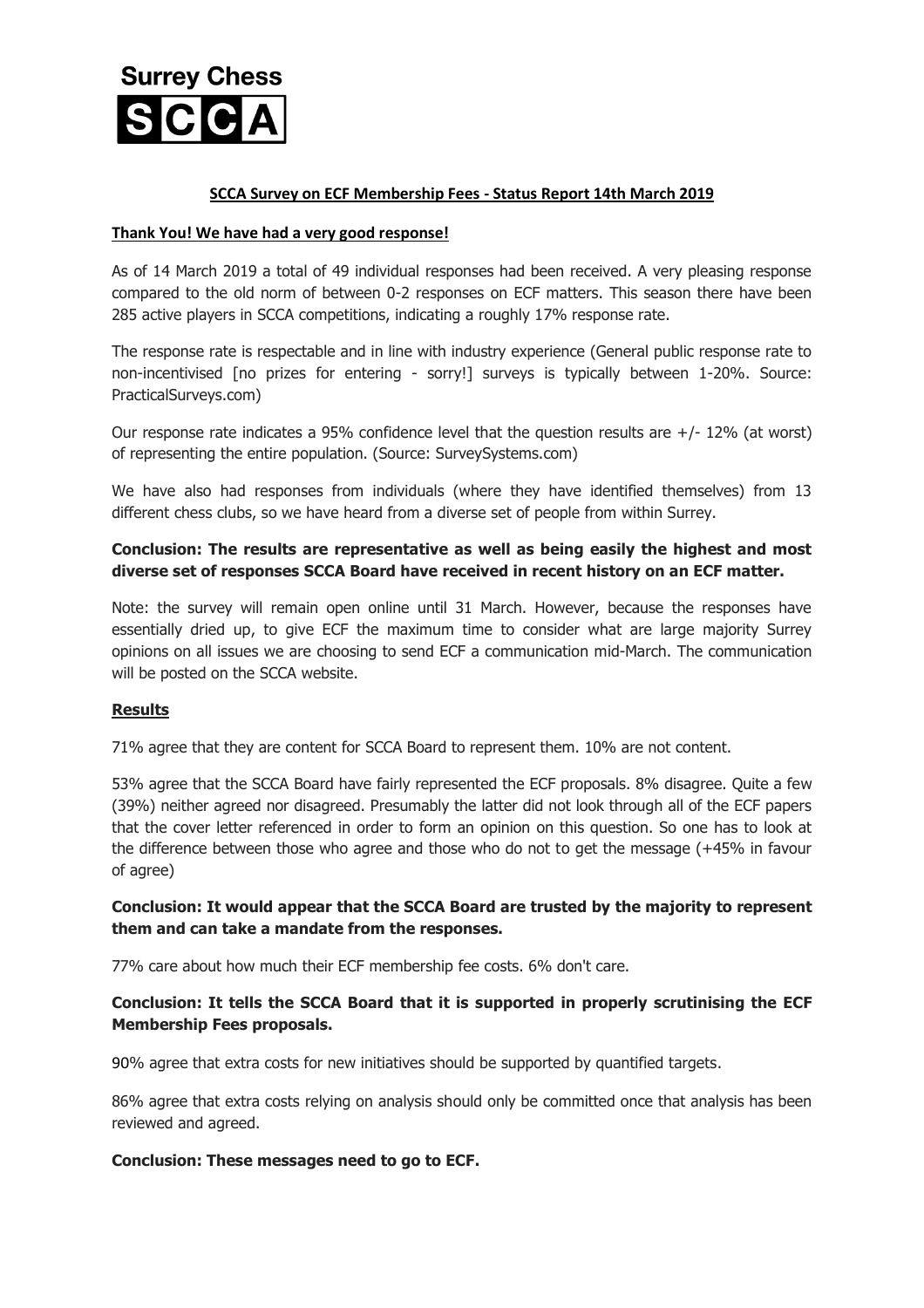# Surrey Chess SCCA

## SCCA Survey on ECF Membership Fees - Status Report 14th March 2019

### Thank You! We have had a very good response!

As of 14 March 2019 a total of 49 individual responses had been received. A very pleasing response compared to the old norm of between 0-2 responses on ECF matters. This season there have been 285 active players in SCCA competitions, indicating a roughly 17% response rate.

The response rate is respectable and in line with industry experience (General public response rate to non-incentivised [no prizes for entering - sorry!] surveys is typically between 1-20%. Source: PracticalSurveys.com)

Our response rate indicates a 95% confidence level that the question results are +/- 12% (at worst) of representing the entire population. (Source: SurveySystems.com)

We have also had responses from individuals (where they have identified themselves) from 13 different chess clubs, so we have heard from a diverse set of people from within Surrey.

**Conclusion: The results are representative as well as being easily the highest and most diverse set of responses SCCA Board have received in recent history on an ECF matter.**

Note: the survey will remain open online until 31 March. However, because the responses have essentially dried up, to give ECF the maximum time to consider what are large majority Surrey opinions on all issues we are choosing to send ECF a communication mid-March. The communication will be posted on the SCCA website.

### Results

71% agree that they are content for SCCA Board to represent them. 10% are not content.

53% agree that the SCCA Board have fairly represented the ECF proposals. 8% disagree. Quite a few (39%) neither agreed nor disagreed. Presumably the latter did not look through all of the ECF papers that the cover letter referenced in order to form an opinion on this question. So one has to look at the difference between those who agree and those who do not to get the message (+45% in favour of agree)

**Conclusion: It would appear that the SCCA Board are trusted by the majority to represent them and can take a mandate from the responses.**

77% care about how much their ECF membership fee costs. 6% don't care.

**Conclusion: It tells the SCCA Board that it is supported in properly scrutinising the ECF Membership Fees proposals.**

90% agree that extra costs for new initiatives should be supported by quantified targets.

86% agree that extra costs relying on analysis should only be committed once that analysis has been reviewed and agreed.

**Conclusion: These messages need to go to ECF.**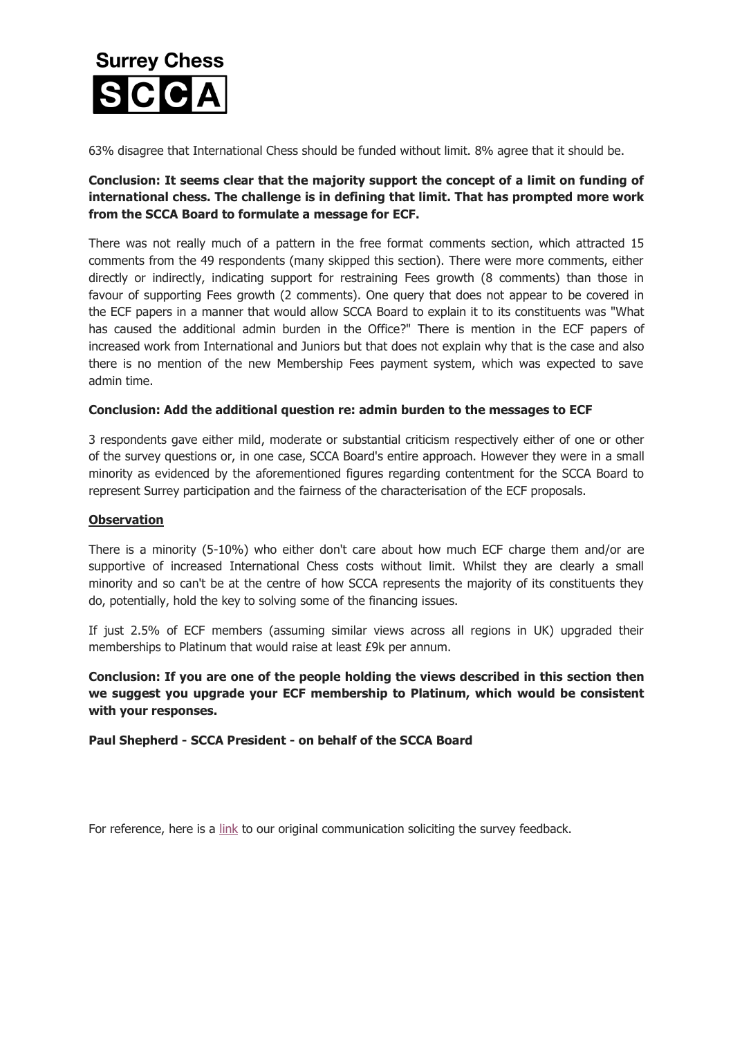63% disagree that International Chess should be funded without limit. 8% agree that it should be.

**Conclusion: It seems clear that the majority support the concept of a limit on funding of international chess. The challenge is in defining that limit. That has prompted more work from the SCCA Board to formulate a message for ECF.**

There was not really much of a pattern in the free format comments section, which attracted 15 comments from the 49 respondents (many skipped this section). There were more comments, either directly or indirectly, indicating support for restraining Fees growth (8 comments) than those in favour of supporting Fees growth (2 comments). One query that does not appear to be covered in the ECF papers in a manner that would allow SCCA Board to explain it to its constituents was "What has caused the additional admin burden in the Office?" There is mention in the ECF papers of increased work from International and Juniors but that does not explain why that is the case and also there is no mention of the new Membership Fees payment system, which was expected to save admin time.

**Conclusion: Add the additional question re: admin burden to the messages to ECF**

3 respondents gave either mild, moderate or substantial criticism respectively either of one or other of the survey questions or, in one case, SCCA Board's entire approach. However they were in a small minority as evidenced by the aforementioned figures regarding contentment for the SCCA Board to represent Surrey participation and the fairness of the characterisation of the ECF proposals.

**<u>Observation</u>**

There is a minority (5-10%) who either don't care about how much ECF charge them and/or are supportive of increased International Chess costs without limit. Whilst they are clearly a small minority and so can't be at the centre of how SCCA represents the majority of its constituents they do, potentially, hold the key to solving some of the financing issues.

If just 2.5% of ECF members (assuming similar views across all regions in UK) upgraded their memberships to Platinum that would raise at least £9k per annum.

**Conclusion: If you are one of the people holding the views described in this section then we suggest you upgrade your ECF membership to Platinum, which would be consistent with your responses.**

**Paul Shepherd - SCCA President - on behalf of the SCCA Board**

For reference, here is a link to our original communication soliciting the survey feedback.